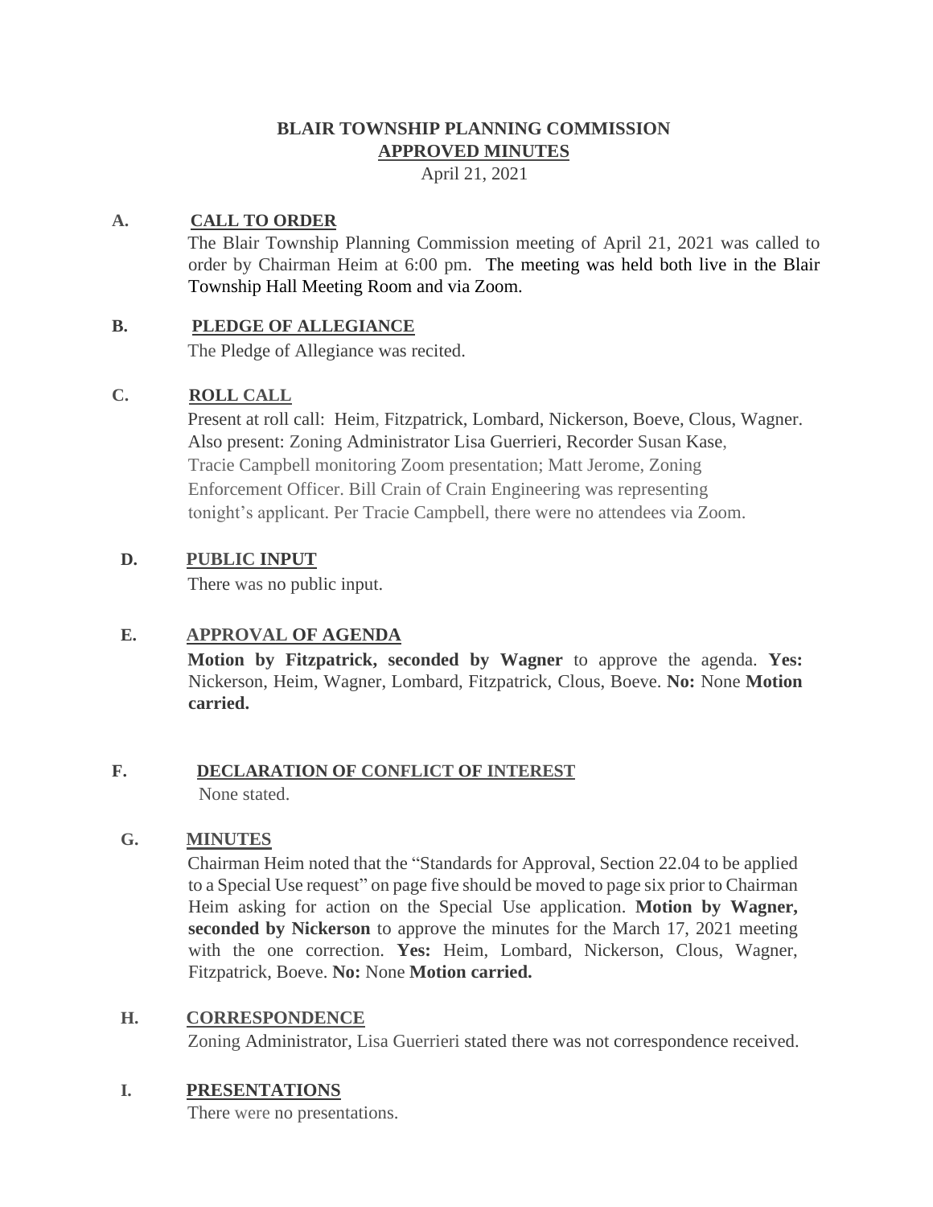# BLAIR TOWNSHIP PLANNING COMMISSION
## APPROVED MINUTES

April 21, 2021

**A. CALL TO ORDER**

The Blair Township Planning Commission meeting of April 21, 2021 was called to order by Chairman Heim at 6:00 pm. The meeting was held both live in the Blair Township Hall Meeting Room and via Zoom.

**B. PLEDGE OF ALLEGIANCE**

The Pledge of Allegiance was recited.

**C. ROLL CALL**

Present at roll call: Heim, Fitzpatrick, Lombard, Nickerson, Boeve, Clous, Wagner. Also present: Zoning Administrator Lisa Guerrieri, Recorder Susan Kase, Tracie Campbell monitoring Zoom presentation; Matt Jerome, Zoning Enforcement Officer. Bill Crain of Crain Engineering was representing tonight's applicant. Per Tracie Campbell, there were no attendees via Zoom.

**D. PUBLIC INPUT**

There was no public input.

**E. APPROVAL OF AGENDA**

**Motion by Fitzpatrick, seconded by Wagner** to approve the agenda. **Yes:** Nickerson, Heim, Wagner, Lombard, Fitzpatrick, Clous, Boeve. **No:** None **Motion carried.**

**F. DECLARATION OF CONFLICT OF INTEREST**

None stated.

**G. MINUTES**

Chairman Heim noted that the "Standards for Approval, Section 22.04 to be applied to a Special Use request" on page five should be moved to page six prior to Chairman Heim asking for action on the Special Use application. **Motion by Wagner, seconded by Nickerson** to approve the minutes for the March 17, 2021 meeting with the one correction. **Yes:** Heim, Lombard, Nickerson, Clous, Wagner, Fitzpatrick, Boeve. **No:** None **Motion carried.**

**H. CORRESPONDENCE**

Zoning Administrator, Lisa Guerrieri stated there was not correspondence received.

**I. PRESENTATIONS**

There were no presentations.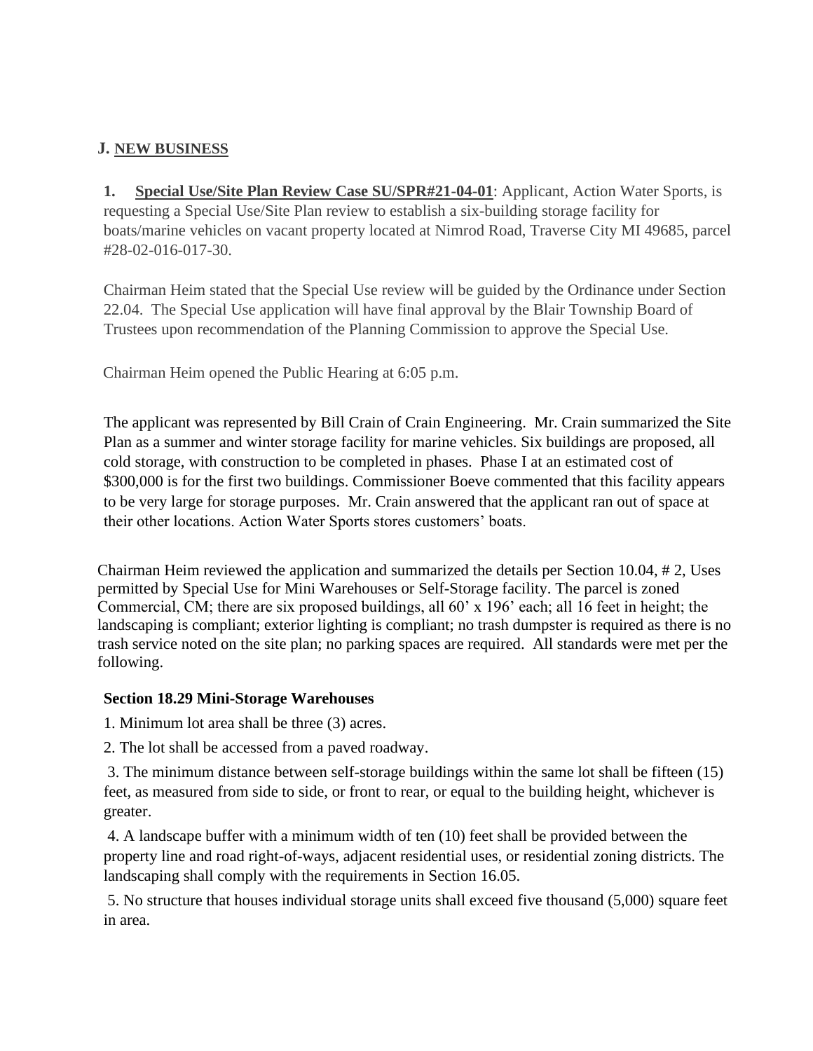## J. NEW BUSINESS

**1. Special Use/Site Plan Review Case SU/SPR#21-04-01**: Applicant, Action Water Sports, is requesting a Special Use/Site Plan review to establish a six-building storage facility for boats/marine vehicles on vacant property located at Nimrod Road, Traverse City MI 49685, parcel #28-02-016-017-30.

Chairman Heim stated that the Special Use review will be guided by the Ordinance under Section 22.04. The Special Use application will have final approval by the Blair Township Board of Trustees upon recommendation of the Planning Commission to approve the Special Use.

Chairman Heim opened the Public Hearing at 6:05 p.m.

The applicant was represented by Bill Crain of Crain Engineering. Mr. Crain summarized the Site Plan as a summer and winter storage facility for marine vehicles. Six buildings are proposed, all cold storage, with construction to be completed in phases. Phase I at an estimated cost of $300,000 is for the first two buildings. Commissioner Boeve commented that this facility appears to be very large for storage purposes. Mr. Crain answered that the applicant ran out of space at their other locations. Action Water Sports stores customers' boats.

Chairman Heim reviewed the application and summarized the details per Section 10.04, # 2, Uses permitted by Special Use for Mini Warehouses or Self-Storage facility. The parcel is zoned Commercial, CM; there are six proposed buildings, all 60' x 196' each; all 16 feet in height; the landscaping is compliant; exterior lighting is compliant; no trash dumpster is required as there is no trash service noted on the site plan; no parking spaces are required. All standards were met per the following.

**Section 18.29 Mini-Storage Warehouses**

1. Minimum lot area shall be three (3) acres.
2. The lot shall be accessed from a paved roadway.
3. The minimum distance between self-storage buildings within the same lot shall be fifteen (15) feet, as measured from side to side, or front to rear, or equal to the building height, whichever is greater.
4. A landscape buffer with a minimum width of ten (10) feet shall be provided between the property line and road right-of-ways, adjacent residential uses, or residential zoning districts. The landscaping shall comply with the requirements in Section 16.05.
5. No structure that houses individual storage units shall exceed five thousand (5,000) square feet in area.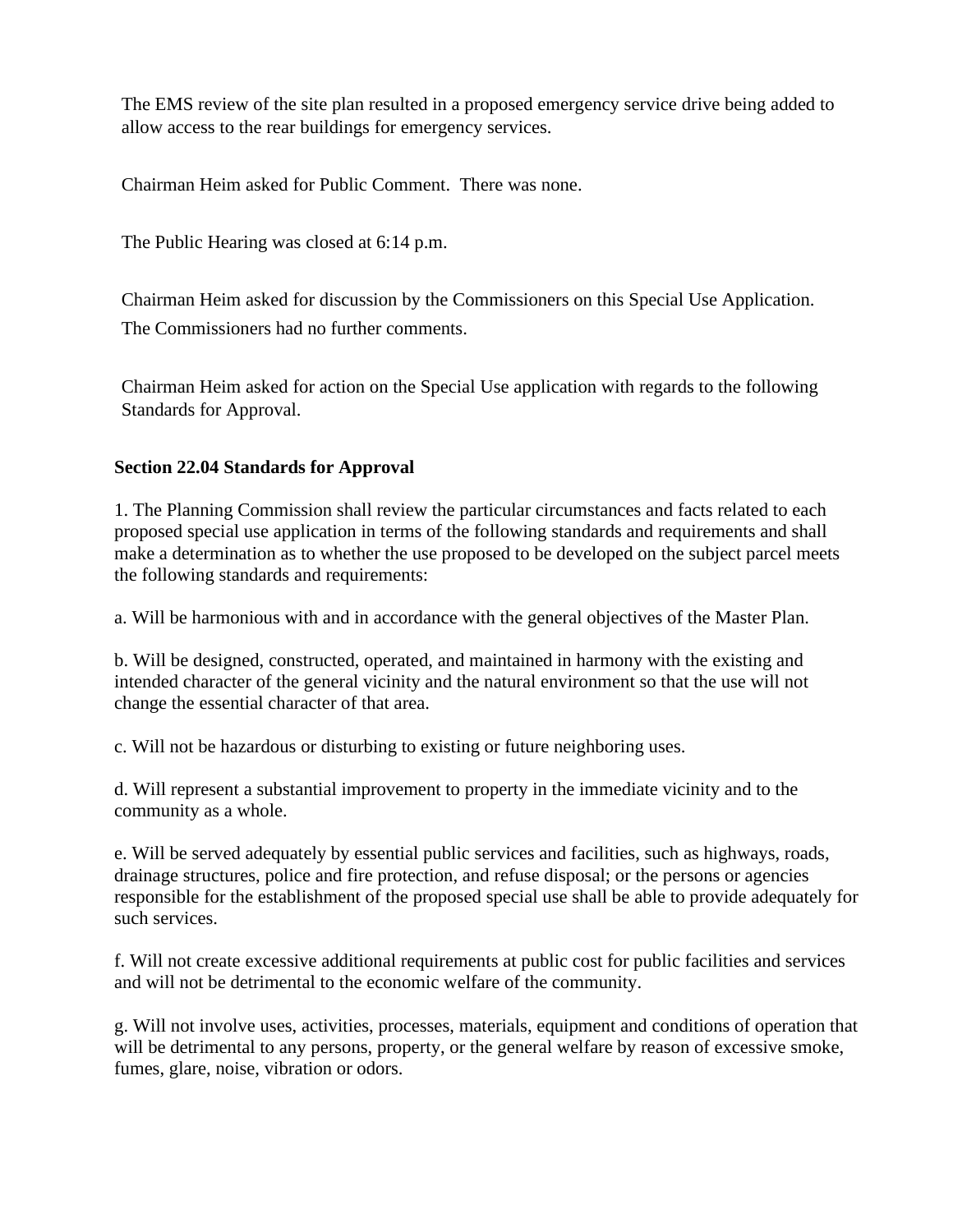The EMS review of the site plan resulted in a proposed emergency service drive being added to allow access to the rear buildings for emergency services.

Chairman Heim asked for Public Comment. There was none.

The Public Hearing was closed at 6:14 p.m.

Chairman Heim asked for discussion by the Commissioners on this Special Use Application. The Commissioners had no further comments.

Chairman Heim asked for action on the Special Use application with regards to the following Standards for Approval.

**Section 22.04 Standards for Approval**

1. The Planning Commission shall review the particular circumstances and facts related to each proposed special use application in terms of the following standards and requirements and shall make a determination as to whether the use proposed to be developed on the subject parcel meets the following standards and requirements:

a. Will be harmonious with and in accordance with the general objectives of the Master Plan.

b. Will be designed, constructed, operated, and maintained in harmony with the existing and intended character of the general vicinity and the natural environment so that the use will not change the essential character of that area.

c. Will not be hazardous or disturbing to existing or future neighboring uses.

d. Will represent a substantial improvement to property in the immediate vicinity and to the community as a whole.

e. Will be served adequately by essential public services and facilities, such as highways, roads, drainage structures, police and fire protection, and refuse disposal; or the persons or agencies responsible for the establishment of the proposed special use shall be able to provide adequately for such services.

f. Will not create excessive additional requirements at public cost for public facilities and services and will not be detrimental to the economic welfare of the community.

g. Will not involve uses, activities, processes, materials, equipment and conditions of operation that will be detrimental to any persons, property, or the general welfare by reason of excessive smoke, fumes, glare, noise, vibration or odors.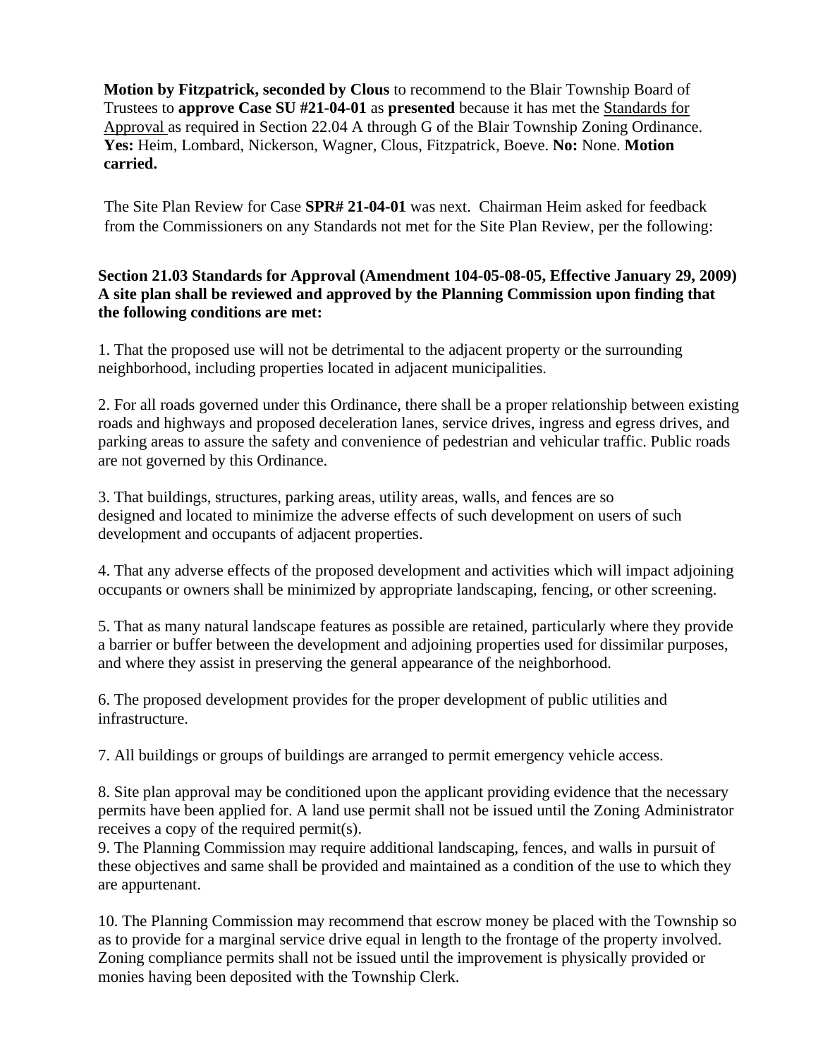**Motion by Fitzpatrick, seconded by Clous** to recommend to the Blair Township Board of Trustees to **approve Case SU #21-04-01** as **presented** because it has met the Standards for Approval as required in Section 22.04 A through G of the Blair Township Zoning Ordinance. **Yes:** Heim, Lombard, Nickerson, Wagner, Clous, Fitzpatrick, Boeve. **No:** None. **Motion carried.**

The Site Plan Review for Case **SPR# 21-04-01** was next. Chairman Heim asked for feedback from the Commissioners on any Standards not met for the Site Plan Review, per the following:

**Section 21.03 Standards for Approval (Amendment 104-05-08-05, Effective January 29, 2009) A site plan shall be reviewed and approved by the Planning Commission upon finding that the following conditions are met:**

1. That the proposed use will not be detrimental to the adjacent property or the surrounding neighborhood, including properties located in adjacent municipalities.

2. For all roads governed under this Ordinance, there shall be a proper relationship between existing roads and highways and proposed deceleration lanes, service drives, ingress and egress drives, and parking areas to assure the safety and convenience of pedestrian and vehicular traffic. Public roads are not governed by this Ordinance.

3. That buildings, structures, parking areas, utility areas, walls, and fences are so designed and located to minimize the adverse effects of such development on users of such development and occupants of adjacent properties.

4. That any adverse effects of the proposed development and activities which will impact adjoining occupants or owners shall be minimized by appropriate landscaping, fencing, or other screening.

5. That as many natural landscape features as possible are retained, particularly where they provide a barrier or buffer between the development and adjoining properties used for dissimilar purposes, and where they assist in preserving the general appearance of the neighborhood.

6. The proposed development provides for the proper development of public utilities and infrastructure.

7. All buildings or groups of buildings are arranged to permit emergency vehicle access.

8. Site plan approval may be conditioned upon the applicant providing evidence that the necessary permits have been applied for. A land use permit shall not be issued until the Zoning Administrator receives a copy of the required permit(s).

9. The Planning Commission may require additional landscaping, fences, and walls in pursuit of these objectives and same shall be provided and maintained as a condition of the use to which they are appurtenant.

10. The Planning Commission may recommend that escrow money be placed with the Township so as to provide for a marginal service drive equal in length to the frontage of the property involved. Zoning compliance permits shall not be issued until the improvement is physically provided or monies having been deposited with the Township Clerk.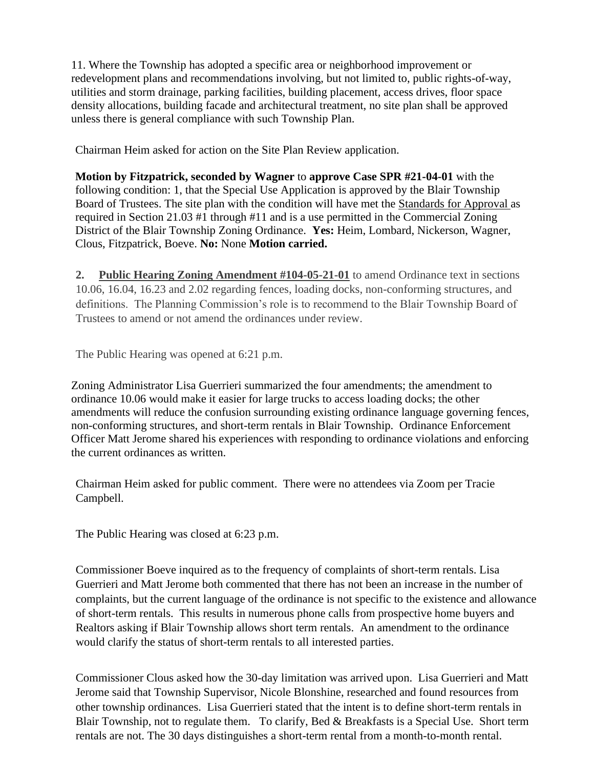11. Where the Township has adopted a specific area or neighborhood improvement or redevelopment plans and recommendations involving, but not limited to, public rights-of-way, utilities and storm drainage, parking facilities, building placement, access drives, floor space density allocations, building facade and architectural treatment, no site plan shall be approved unless there is general compliance with such Township Plan.

Chairman Heim asked for action on the Site Plan Review application.

**Motion by Fitzpatrick, seconded by Wagner** to **approve Case SPR #21-04-01** with the following condition: 1, that the Special Use Application is approved by the Blair Township Board of Trustees. The site plan with the condition will have met the Standards for Approval as required in Section 21.03 #1 through #11 and is a use permitted in the Commercial Zoning District of the Blair Township Zoning Ordinance. **Yes:** Heim, Lombard, Nickerson, Wagner, Clous, Fitzpatrick, Boeve. **No:** None **Motion carried.**

**2. Public Hearing Zoning Amendment #104-05-21-01** to amend Ordinance text in sections 10.06, 16.04, 16.23 and 2.02 regarding fences, loading docks, non-conforming structures, and definitions. The Planning Commission's role is to recommend to the Blair Township Board of Trustees to amend or not amend the ordinances under review.

The Public Hearing was opened at 6:21 p.m.

Zoning Administrator Lisa Guerrieri summarized the four amendments; the amendment to ordinance 10.06 would make it easier for large trucks to access loading docks; the other amendments will reduce the confusion surrounding existing ordinance language governing fences, non-conforming structures, and short-term rentals in Blair Township. Ordinance Enforcement Officer Matt Jerome shared his experiences with responding to ordinance violations and enforcing the current ordinances as written.

Chairman Heim asked for public comment. There were no attendees via Zoom per Tracie Campbell.

The Public Hearing was closed at 6:23 p.m.

Commissioner Boeve inquired as to the frequency of complaints of short-term rentals. Lisa Guerrieri and Matt Jerome both commented that there has not been an increase in the number of complaints, but the current language of the ordinance is not specific to the existence and allowance of short-term rentals. This results in numerous phone calls from prospective home buyers and Realtors asking if Blair Township allows short term rentals. An amendment to the ordinance would clarify the status of short-term rentals to all interested parties.

Commissioner Clous asked how the 30-day limitation was arrived upon. Lisa Guerrieri and Matt Jerome said that Township Supervisor, Nicole Blonshine, researched and found resources from other township ordinances. Lisa Guerrieri stated that the intent is to define short-term rentals in Blair Township, not to regulate them. To clarify, Bed & Breakfasts is a Special Use. Short term rentals are not. The 30 days distinguishes a short-term rental from a month-to-month rental.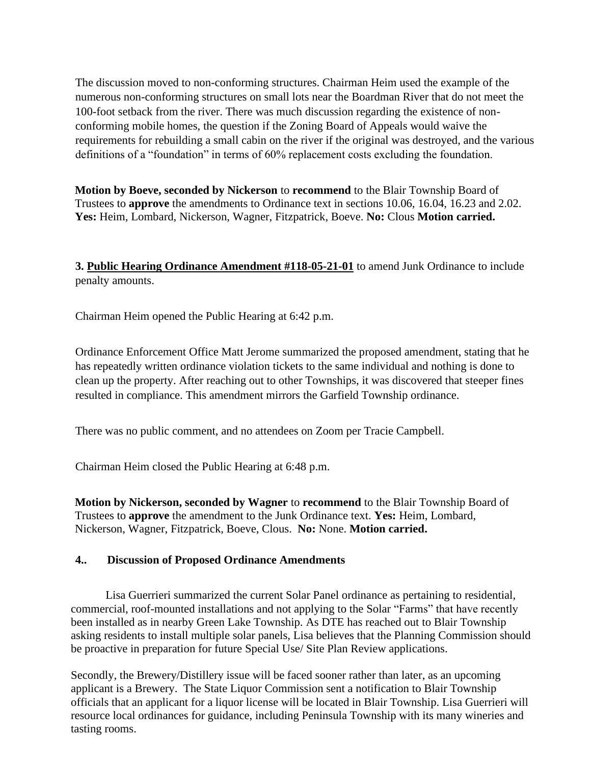The discussion moved to non-conforming structures. Chairman Heim used the example of the numerous non-conforming structures on small lots near the Boardman River that do not meet the 100-foot setback from the river. There was much discussion regarding the existence of non-conforming mobile homes, the question if the Zoning Board of Appeals would waive the requirements for rebuilding a small cabin on the river if the original was destroyed, and the various definitions of a "foundation" in terms of 60% replacement costs excluding the foundation.

**Motion by Boeve, seconded by Nickerson** to **recommend** to the Blair Township Board of Trustees to **approve** the amendments to Ordinance text in sections 10.06, 16.04, 16.23 and 2.02. **Yes:** Heim, Lombard, Nickerson, Wagner, Fitzpatrick, Boeve. **No:** Clous **Motion carried.**

**3. Public Hearing Ordinance Amendment #118-05-21-01** to amend Junk Ordinance to include penalty amounts.

Chairman Heim opened the Public Hearing at 6:42 p.m.

Ordinance Enforcement Office Matt Jerome summarized the proposed amendment, stating that he has repeatedly written ordinance violation tickets to the same individual and nothing is done to clean up the property. After reaching out to other Townships, it was discovered that steeper fines resulted in compliance. This amendment mirrors the Garfield Township ordinance.

There was no public comment, and no attendees on Zoom per Tracie Campbell.

Chairman Heim closed the Public Hearing at 6:48 p.m.

**Motion by Nickerson, seconded by Wagner** to **recommend** to the Blair Township Board of Trustees to **approve** the amendment to the Junk Ordinance text. **Yes:** Heim, Lombard, Nickerson, Wagner, Fitzpatrick, Boeve, Clous. **No:** None. **Motion carried.**

**4.. Discussion of Proposed Ordinance Amendments**

Lisa Guerrieri summarized the current Solar Panel ordinance as pertaining to residential, commercial, roof-mounted installations and not applying to the Solar "Farms" that have recently been installed as in nearby Green Lake Township. As DTE has reached out to Blair Township asking residents to install multiple solar panels, Lisa believes that the Planning Commission should be proactive in preparation for future Special Use/ Site Plan Review applications.

Secondly, the Brewery/Distillery issue will be faced sooner rather than later, as an upcoming applicant is a Brewery. The State Liquor Commission sent a notification to Blair Township officials that an applicant for a liquor license will be located in Blair Township. Lisa Guerrieri will resource local ordinances for guidance, including Peninsula Township with its many wineries and tasting rooms.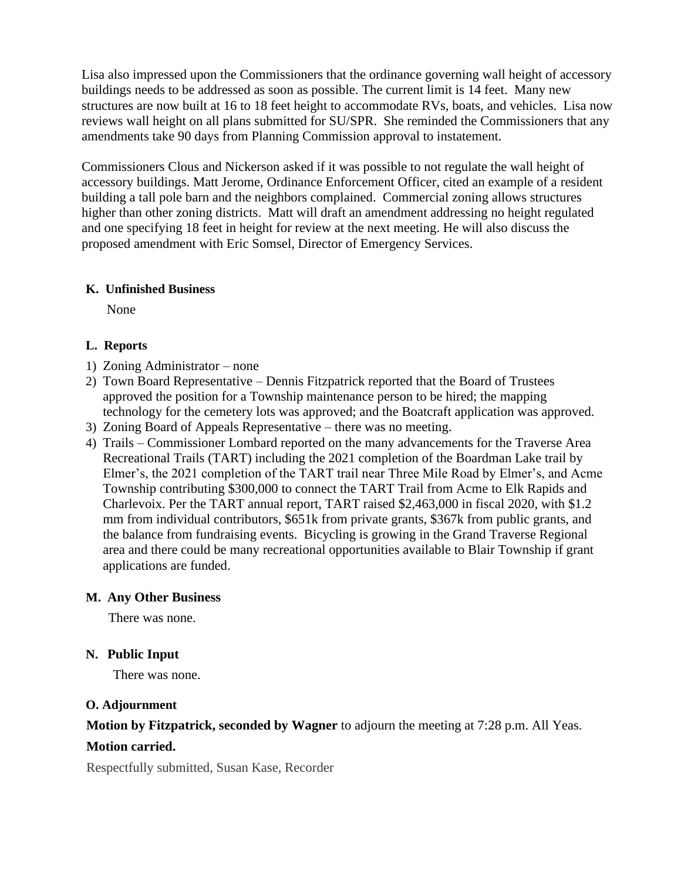Lisa also impressed upon the Commissioners that the ordinance governing wall height of accessory buildings needs to be addressed as soon as possible. The current limit is 14 feet. Many new structures are now built at 16 to 18 feet height to accommodate RVs, boats, and vehicles. Lisa now reviews wall height on all plans submitted for SU/SPR. She reminded the Commissioners that any amendments take 90 days from Planning Commission approval to instatement.

Commissioners Clous and Nickerson asked if it was possible to not regulate the wall height of accessory buildings. Matt Jerome, Ordinance Enforcement Officer, cited an example of a resident building a tall pole barn and the neighbors complained. Commercial zoning allows structures higher than other zoning districts. Matt will draft an amendment addressing no height regulated and one specifying 18 feet in height for review at the next meeting. He will also discuss the proposed amendment with Eric Somsel, Director of Emergency Services.

**K. Unfinished Business**

None

**L. Reports**

1) Zoning Administrator – none
2) Town Board Representative – Dennis Fitzpatrick reported that the Board of Trustees approved the position for a Township maintenance person to be hired; the mapping technology for the cemetery lots was approved; and the Boatcraft application was approved.
3) Zoning Board of Appeals Representative – there was no meeting.
4) Trails – Commissioner Lombard reported on the many advancements for the Traverse Area Recreational Trails (TART) including the 2021 completion of the Boardman Lake trail by Elmer's, the 2021 completion of the TART trail near Three Mile Road by Elmer's, and Acme Township contributing $300,000 to connect the TART Trail from Acme to Elk Rapids and Charlevoix. Per the TART annual report, TART raised $2,463,000 in fiscal 2020, with $1.2 mm from individual contributors, $651k from private grants, $367k from public grants, and the balance from fundraising events. Bicycling is growing in the Grand Traverse Regional area and there could be many recreational opportunities available to Blair Township if grant applications are funded.

**M. Any Other Business**

There was none.

**N. Public Input**

There was none.

**O. Adjournment**

**Motion by Fitzpatrick, seconded by Wagner** to adjourn the meeting at 7:28 p.m. All Yeas.

**Motion carried.**

Respectfully submitted, Susan Kase, Recorder